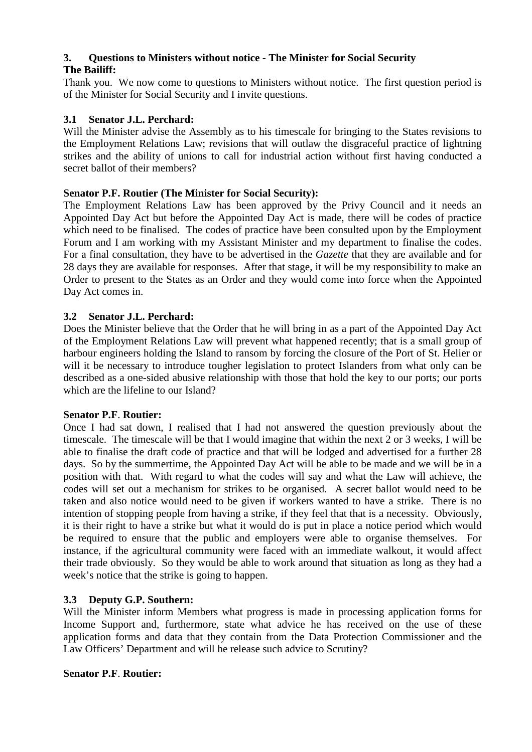### 3. Questions to Ministers without notice - The Minister for Social Security

**The Bailiff:**

Thank you. We now come to questions to Ministers without notice. The first question period is of the Minister for Social Security and I invite questions.

### 3.1 Senator J.L. Perchard:

Will the Minister advise the Assembly as to his timescale for bringing to the States revisions to the Employment Relations Law; revisions that will outlaw the disgraceful practice of lightning strikes and the ability of unions to call for industrial action without first having conducted a secret ballot of their members?

**Senator P.F. Routier (The Minister for Social Security):**

The Employment Relations Law has been approved by the Privy Council and it needs an Appointed Day Act but before the Appointed Day Act is made, there will be codes of practice which need to be finalised. The codes of practice have been consulted upon by the Employment Forum and I am working with my Assistant Minister and my department to finalise the codes. For a final consultation, they have to be advertised in the *Gazette* that they are available and for 28 days they are available for responses. After that stage, it will be my responsibility to make an Order to present to the States as an Order and they would come into force when the Appointed Day Act comes in.

### 3.2 Senator J.L. Perchard:

Does the Minister believe that the Order that he will bring in as a part of the Appointed Day Act of the Employment Relations Law will prevent what happened recently; that is a small group of harbour engineers holding the Island to ransom by forcing the closure of the Port of St. Helier or will it be necessary to introduce tougher legislation to protect Islanders from what only can be described as a one-sided abusive relationship with those that hold the key to our ports; our ports which are the lifeline to our Island?

**Senator P.F. Routier:**

Once I had sat down, I realised that I had not answered the question previously about the timescale. The timescale will be that I would imagine that within the next 2 or 3 weeks, I will be able to finalise the draft code of practice and that will be lodged and advertised for a further 28 days. So by the summertime, the Appointed Day Act will be able to be made and we will be in a position with that. With regard to what the codes will say and what the Law will achieve, the codes will set out a mechanism for strikes to be organised. A secret ballot would need to be taken and also notice would need to be given if workers wanted to have a strike. There is no intention of stopping people from having a strike, if they feel that that is a necessity. Obviously, it is their right to have a strike but what it would do is put in place a notice period which would be required to ensure that the public and employers were able to organise themselves. For instance, if the agricultural community were faced with an immediate walkout, it would affect their trade obviously. So they would be able to work around that situation as long as they had a week's notice that the strike is going to happen.

### 3.3 Deputy G.P. Southern:

Will the Minister inform Members what progress is made in processing application forms for Income Support and, furthermore, state what advice he has received on the use of these application forms and data that they contain from the Data Protection Commissioner and the Law Officers' Department and will he release such advice to Scrutiny?

**Senator P.F. Routier:**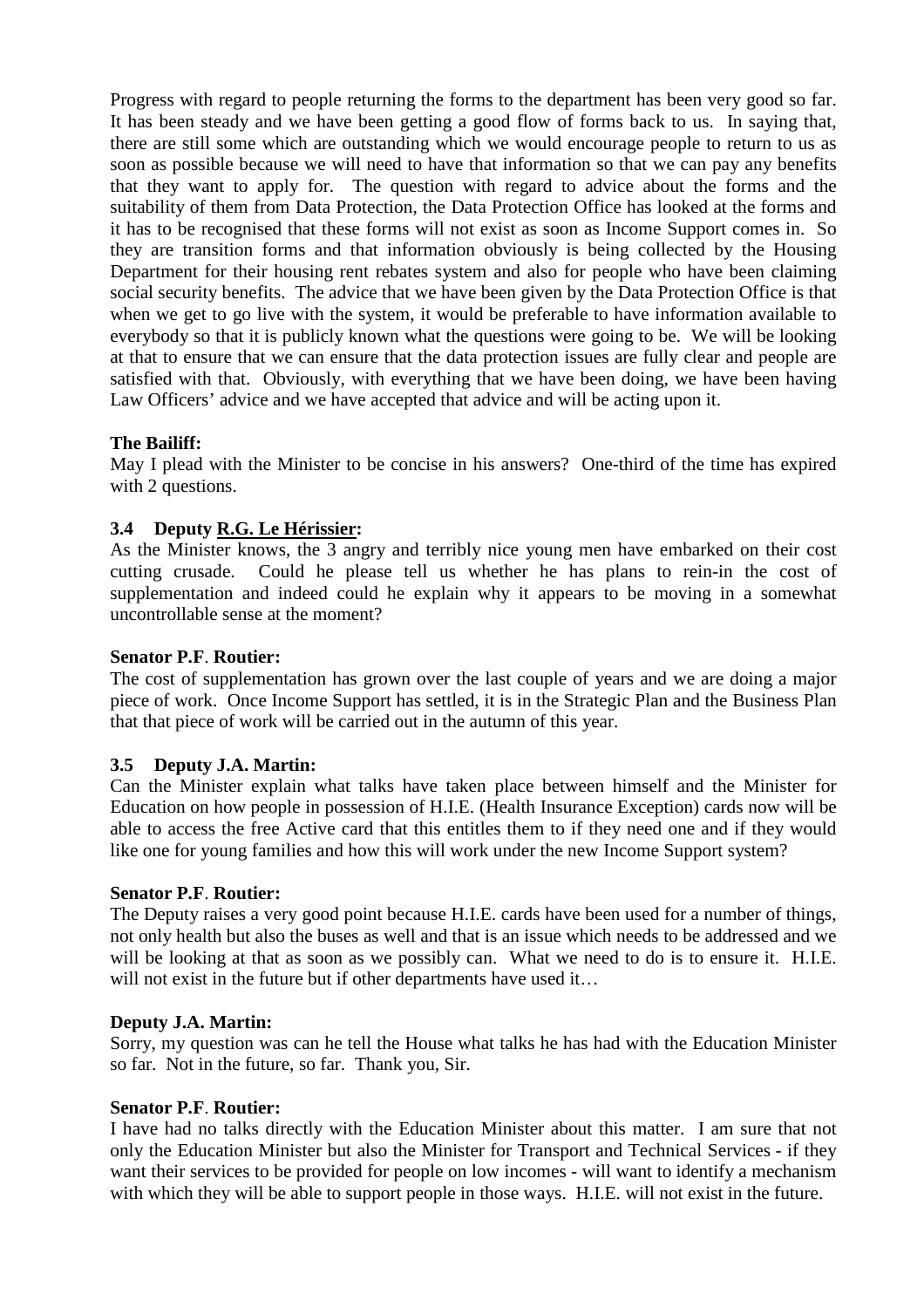Progress with regard to people returning the forms to the department has been very good so far. It has been steady and we have been getting a good flow of forms back to us. In saying that, there are still some which are outstanding which we would encourage people to return to us as soon as possible because we will need to have that information so that we can pay any benefits that they want to apply for. The question with regard to advice about the forms and the suitability of them from Data Protection, the Data Protection Office has looked at the forms and it has to be recognised that these forms will not exist as soon as Income Support comes in. So they are transition forms and that information obviously is being collected by the Housing Department for their housing rent rebates system and also for people who have been claiming social security benefits. The advice that we have been given by the Data Protection Office is that when we get to go live with the system, it would be preferable to have information available to everybody so that it is publicly known what the questions were going to be. We will be looking at that to ensure that we can ensure that the data protection issues are fully clear and people are satisfied with that. Obviously, with everything that we have been doing, we have been having Law Officers' advice and we have accepted that advice and will be acting upon it.

**The Bailiff:**
May I plead with the Minister to be concise in his answers? One-third of the time has expired with 2 questions.

**3.4 Deputy R.G. Le Hérissier:**
As the Minister knows, the 3 angry and terribly nice young men have embarked on their cost cutting crusade. Could he please tell us whether he has plans to rein-in the cost of supplementation and indeed could he explain why it appears to be moving in a somewhat uncontrollable sense at the moment?

**Senator P.F. Routier:**
The cost of supplementation has grown over the last couple of years and we are doing a major piece of work. Once Income Support has settled, it is in the Strategic Plan and the Business Plan that that piece of work will be carried out in the autumn of this year.

**3.5 Deputy J.A. Martin:**
Can the Minister explain what talks have taken place between himself and the Minister for Education on how people in possession of H.I.E. (Health Insurance Exception) cards now will be able to access the free Active card that this entitles them to if they need one and if they would like one for young families and how this will work under the new Income Support system?

**Senator P.F. Routier:**
The Deputy raises a very good point because H.I.E. cards have been used for a number of things, not only health but also the buses as well and that is an issue which needs to be addressed and we will be looking at that as soon as we possibly can. What we need to do is to ensure it. H.I.E. will not exist in the future but if other departments have used it…

**Deputy J.A. Martin:**
Sorry, my question was can he tell the House what talks he has had with the Education Minister so far. Not in the future, so far. Thank you, Sir.

**Senator P.F. Routier:**
I have had no talks directly with the Education Minister about this matter. I am sure that not only the Education Minister but also the Minister for Transport and Technical Services - if they want their services to be provided for people on low incomes - will want to identify a mechanism with which they will be able to support people in those ways. H.I.E. will not exist in the future.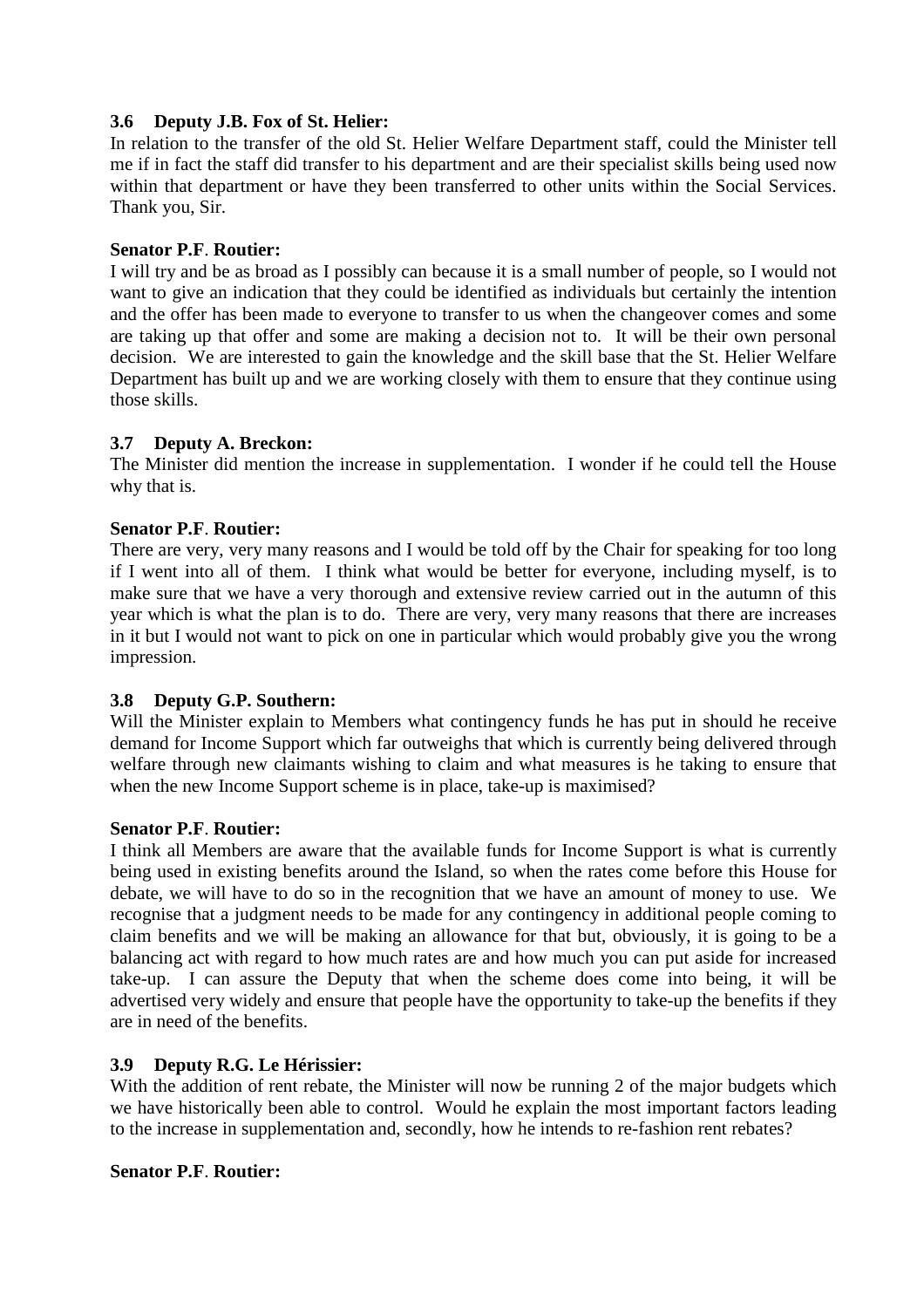**3.6 Deputy J.B. Fox of St. Helier:**

In relation to the transfer of the old St. Helier Welfare Department staff, could the Minister tell me if in fact the staff did transfer to his department and are their specialist skills being used now within that department or have they been transferred to other units within the Social Services. Thank you, Sir.

**Senator P.F. Routier:**

I will try and be as broad as I possibly can because it is a small number of people, so I would not want to give an indication that they could be identified as individuals but certainly the intention and the offer has been made to everyone to transfer to us when the changeover comes and some are taking up that offer and some are making a decision not to. It will be their own personal decision. We are interested to gain the knowledge and the skill base that the St. Helier Welfare Department has built up and we are working closely with them to ensure that they continue using those skills.

**3.7 Deputy A. Breckon:**

The Minister did mention the increase in supplementation. I wonder if he could tell the House why that is.

**Senator P.F. Routier:**

There are very, very many reasons and I would be told off by the Chair for speaking for too long if I went into all of them. I think what would be better for everyone, including myself, is to make sure that we have a very thorough and extensive review carried out in the autumn of this year which is what the plan is to do. There are very, very many reasons that there are increases in it but I would not want to pick on one in particular which would probably give you the wrong impression.

**3.8 Deputy G.P. Southern:**

Will the Minister explain to Members what contingency funds he has put in should he receive demand for Income Support which far outweighs that which is currently being delivered through welfare through new claimants wishing to claim and what measures is he taking to ensure that when the new Income Support scheme is in place, take-up is maximised?

**Senator P.F. Routier:**

I think all Members are aware that the available funds for Income Support is what is currently being used in existing benefits around the Island, so when the rates come before this House for debate, we will have to do so in the recognition that we have an amount of money to use. We recognise that a judgment needs to be made for any contingency in additional people coming to claim benefits and we will be making an allowance for that but, obviously, it is going to be a balancing act with regard to how much rates are and how much you can put aside for increased take-up. I can assure the Deputy that when the scheme does come into being, it will be advertised very widely and ensure that people have the opportunity to take-up the benefits if they are in need of the benefits.

**3.9 Deputy R.G. Le Hérissier:**

With the addition of rent rebate, the Minister will now be running 2 of the major budgets which we have historically been able to control. Would he explain the most important factors leading to the increase in supplementation and, secondly, how he intends to re-fashion rent rebates?

**Senator P.F. Routier:**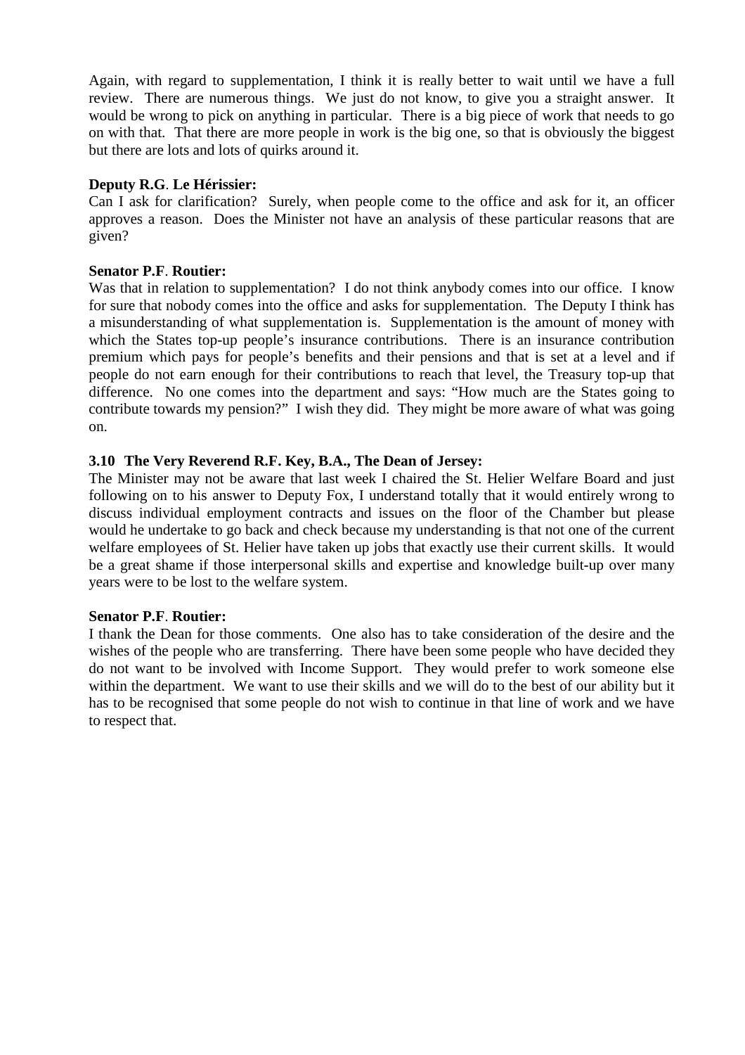Again, with regard to supplementation, I think it is really better to wait until we have a full review. There are numerous things. We just do not know, to give you a straight answer. It would be wrong to pick on anything in particular. There is a big piece of work that needs to go on with that. That there are more people in work is the big one, so that is obviously the biggest but there are lots and lots of quirks around it.

**Deputy R.G. Le Hérissier:**

Can I ask for clarification? Surely, when people come to the office and ask for it, an officer approves a reason. Does the Minister not have an analysis of these particular reasons that are given?

**Senator P.F. Routier:**

Was that in relation to supplementation? I do not think anybody comes into our office. I know for sure that nobody comes into the office and asks for supplementation. The Deputy I think has a misunderstanding of what supplementation is. Supplementation is the amount of money with which the States top-up people's insurance contributions. There is an insurance contribution premium which pays for people's benefits and their pensions and that is set at a level and if people do not earn enough for their contributions to reach that level, the Treasury top-up that difference. No one comes into the department and says: "How much are the States going to contribute towards my pension?" I wish they did. They might be more aware of what was going on.

**3.10 The Very Reverend R.F. Key, B.A., The Dean of Jersey:**

The Minister may not be aware that last week I chaired the St. Helier Welfare Board and just following on to his answer to Deputy Fox, I understand totally that it would entirely wrong to discuss individual employment contracts and issues on the floor of the Chamber but please would he undertake to go back and check because my understanding is that not one of the current welfare employees of St. Helier have taken up jobs that exactly use their current skills. It would be a great shame if those interpersonal skills and expertise and knowledge built-up over many years were to be lost to the welfare system.

**Senator P.F. Routier:**

I thank the Dean for those comments. One also has to take consideration of the desire and the wishes of the people who are transferring. There have been some people who have decided they do not want to be involved with Income Support. They would prefer to work someone else within the department. We want to use their skills and we will do to the best of our ability but it has to be recognised that some people do not wish to continue in that line of work and we have to respect that.